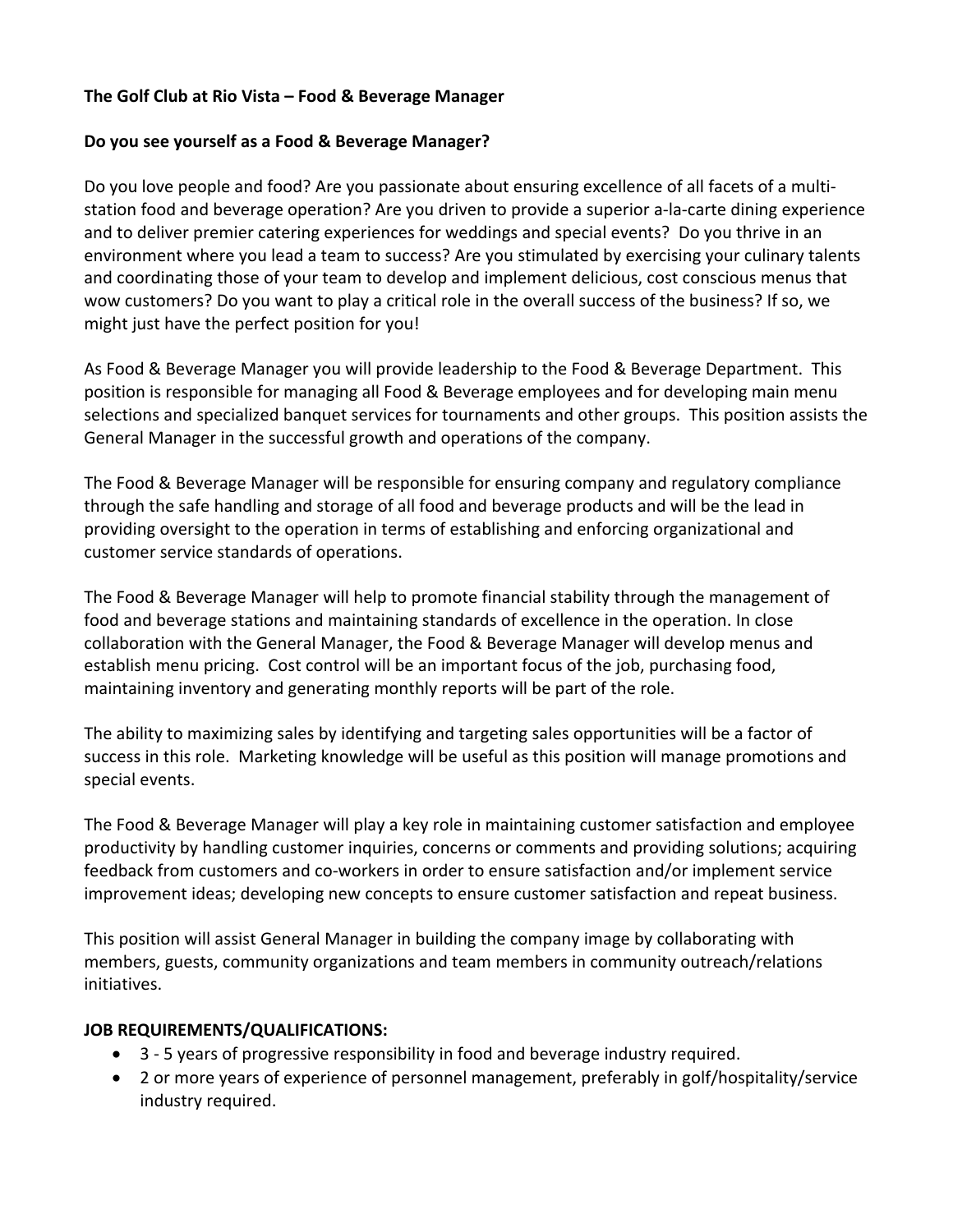**The Golf Club at Rio Vista – Food & Beverage Manager**

**Do you see yourself as a Food & Beverage Manager?**

Do you love people and food? Are you passionate about ensuring excellence of all facets of a multi-station food and beverage operation? Are you driven to provide a superior a-la-carte dining experience and to deliver premier catering experiences for weddings and special events? Do you thrive in an environment where you lead a team to success? Are you stimulated by exercising your culinary talents and coordinating those of your team to develop and implement delicious, cost conscious menus that wow customers? Do you want to play a critical role in the overall success of the business? If so, we might just have the perfect position for you!

As Food & Beverage Manager you will provide leadership to the Food & Beverage Department. This position is responsible for managing all Food & Beverage employees and for developing main menu selections and specialized banquet services for tournaments and other groups. This position assists the General Manager in the successful growth and operations of the company.

The Food & Beverage Manager will be responsible for ensuring company and regulatory compliance through the safe handling and storage of all food and beverage products and will be the lead in providing oversight to the operation in terms of establishing and enforcing organizational and customer service standards of operations.

The Food & Beverage Manager will help to promote financial stability through the management of food and beverage stations and maintaining standards of excellence in the operation. In close collaboration with the General Manager, the Food & Beverage Manager will develop menus and establish menu pricing. Cost control will be an important focus of the job, purchasing food, maintaining inventory and generating monthly reports will be part of the role.

The ability to maximizing sales by identifying and targeting sales opportunities will be a factor of success in this role. Marketing knowledge will be useful as this position will manage promotions and special events.

The Food & Beverage Manager will play a key role in maintaining customer satisfaction and employee productivity by handling customer inquiries, concerns or comments and providing solutions; acquiring feedback from customers and co-workers in order to ensure satisfaction and/or implement service improvement ideas; developing new concepts to ensure customer satisfaction and repeat business.

This position will assist General Manager in building the company image by collaborating with members, guests, community organizations and team members in community outreach/relations initiatives.

**JOB REQUIREMENTS/QUALIFICATIONS:**

- 3 - 5 years of progressive responsibility in food and beverage industry required.
- 2 or more years of experience of personnel management, preferably in golf/hospitality/service industry required.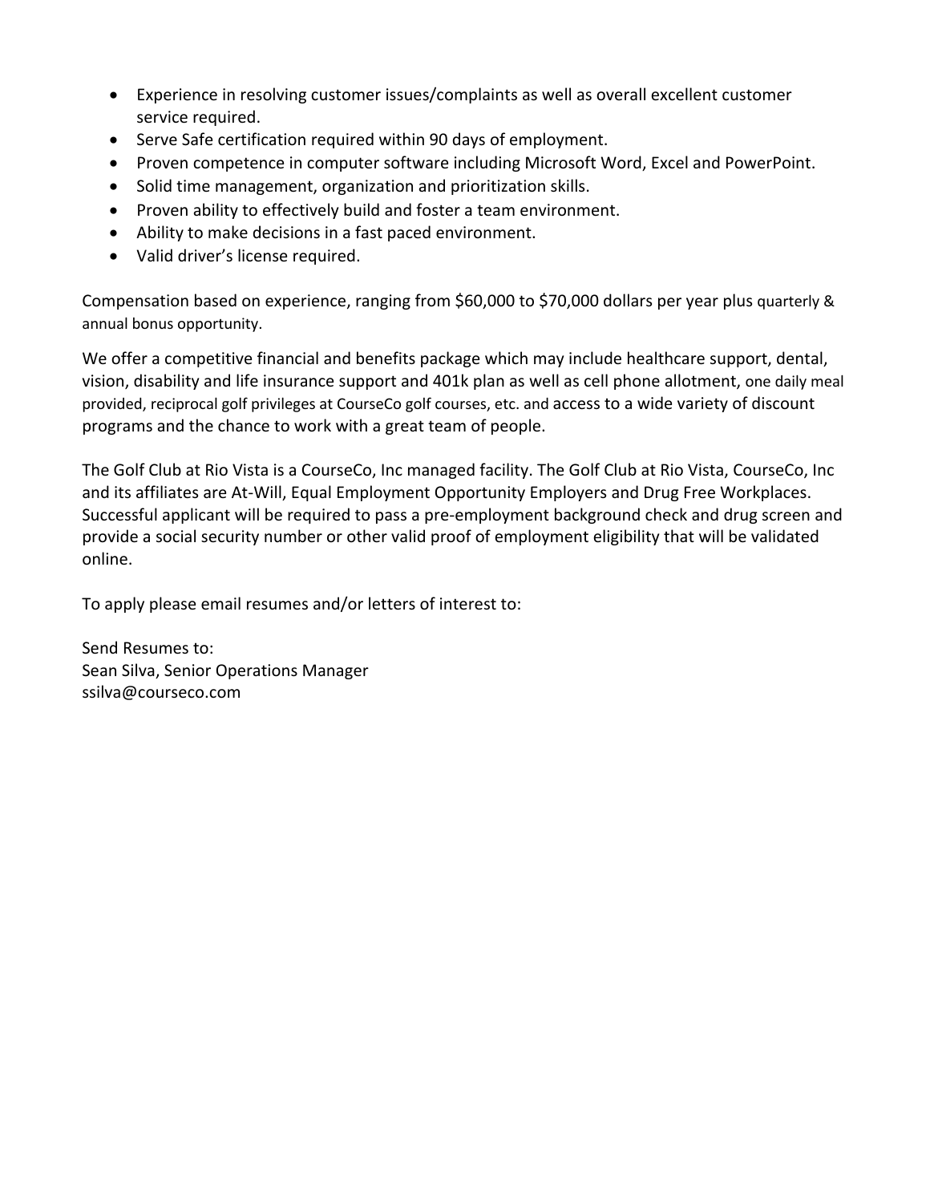- Experience in resolving customer issues/complaints as well as overall excellent customer service required.
- Serve Safe certification required within 90 days of employment.
- Proven competence in computer software including Microsoft Word, Excel and PowerPoint.
- Solid time management, organization and prioritization skills.
- Proven ability to effectively build and foster a team environment.
- Ability to make decisions in a fast paced environment.
- Valid driver's license required.

Compensation based on experience, ranging from $60,000 to $70,000 dollars per year plus quarterly & annual bonus opportunity.

We offer a competitive financial and benefits package which may include healthcare support, dental, vision, disability and life insurance support and 401k plan as well as cell phone allotment, one daily meal provided, reciprocal golf privileges at CourseCo golf courses, etc. and access to a wide variety of discount programs and the chance to work with a great team of people.

The Golf Club at Rio Vista is a CourseCo, Inc managed facility. The Golf Club at Rio Vista, CourseCo, Inc and its affiliates are At-Will, Equal Employment Opportunity Employers and Drug Free Workplaces. Successful applicant will be required to pass a pre-employment background check and drug screen and provide a social security number or other valid proof of employment eligibility that will be validated online.

To apply please email resumes and/or letters of interest to:

Send Resumes to:
Sean Silva, Senior Operations Manager
ssilva@courseco.com